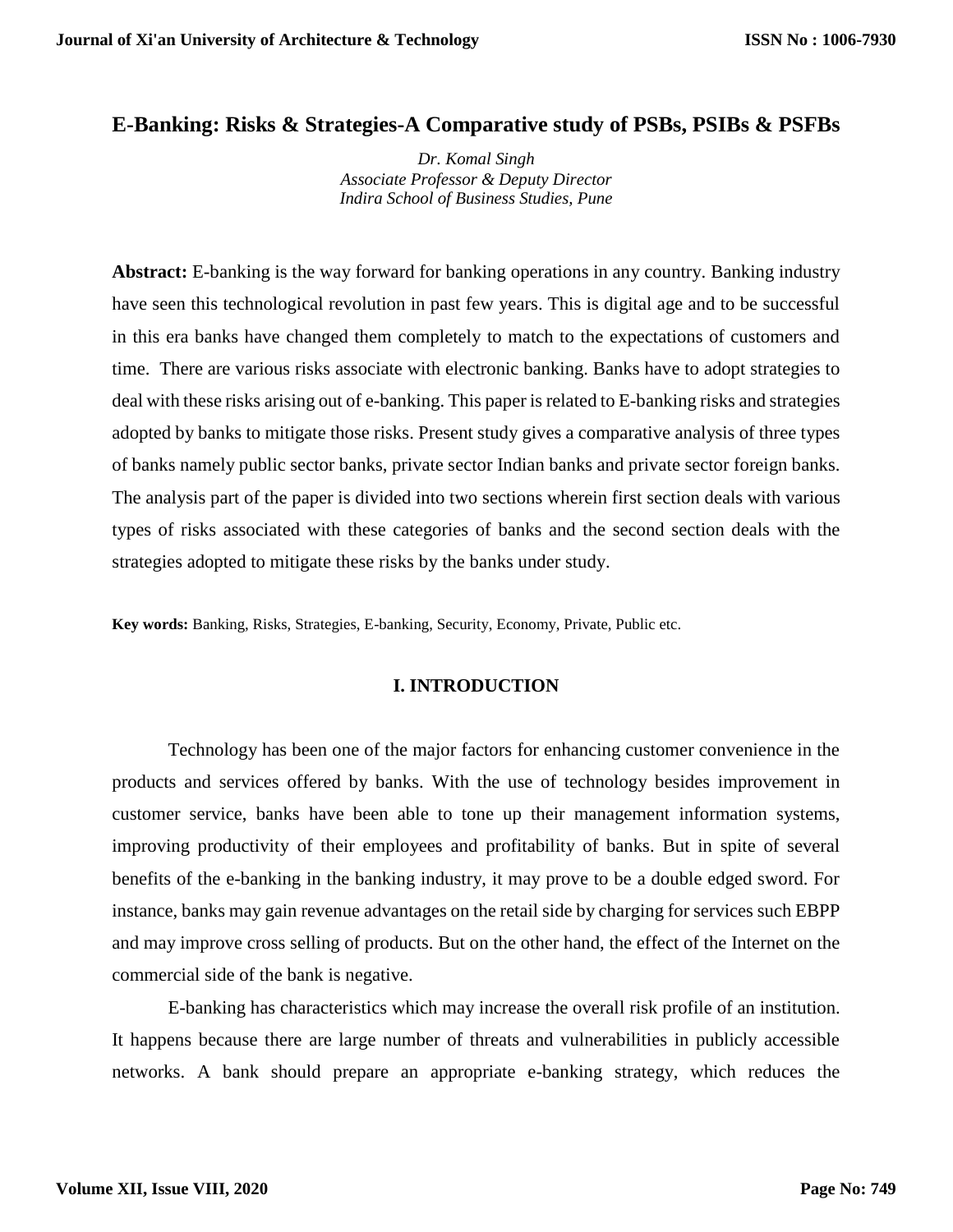# E-Banking: Risks & Strategies-A Comparative study of PSBs, PSIBs & PSFBs

*Dr. Komal Singh*
*Associate Professor & Deputy Director*
*Indira School of Business Studies, Pune*

**Abstract:** E-banking is the way forward for banking operations in any country. Banking industry have seen this technological revolution in past few years. This is digital age and to be successful in this era banks have changed them completely to match to the expectations of customers and time. There are various risks associate with electronic banking. Banks have to adopt strategies to deal with these risks arising out of e-banking. This paper is related to E-banking risks and strategies adopted by banks to mitigate those risks. Present study gives a comparative analysis of three types of banks namely public sector banks, private sector Indian banks and private sector foreign banks. The analysis part of the paper is divided into two sections wherein first section deals with various types of risks associated with these categories of banks and the second section deals with the strategies adopted to mitigate these risks by the banks under study.

**Key words:** Banking, Risks, Strategies, E-banking, Security, Economy, Private, Public etc.

## I. INTRODUCTION

Technology has been one of the major factors for enhancing customer convenience in the products and services offered by banks. With the use of technology besides improvement in customer service, banks have been able to tone up their management information systems, improving productivity of their employees and profitability of banks. But in spite of several benefits of the e-banking in the banking industry, it may prove to be a double edged sword. For instance, banks may gain revenue advantages on the retail side by charging for services such EBPP and may improve cross selling of products. But on the other hand, the effect of the Internet on the commercial side of the bank is negative.

E-banking has characteristics which may increase the overall risk profile of an institution. It happens because there are large number of threats and vulnerabilities in publicly accessible networks. A bank should prepare an appropriate e-banking strategy, which reduces the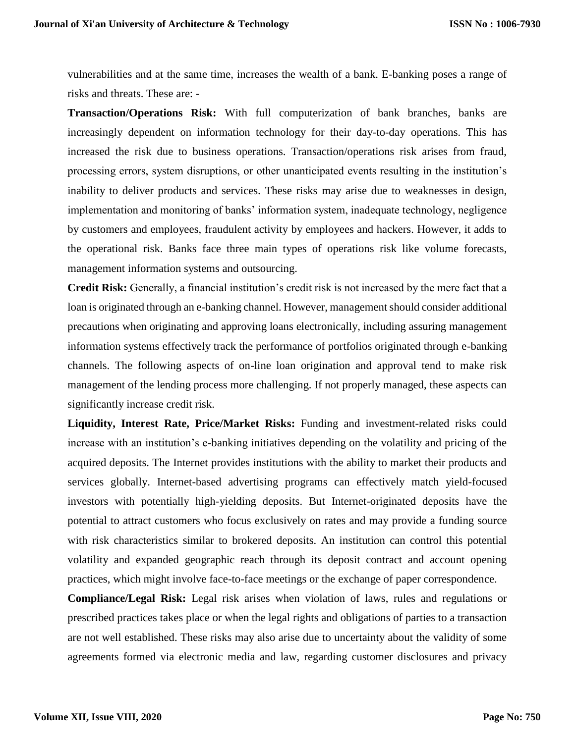vulnerabilities and at the same time, increases the wealth of a bank. E-banking poses a range of risks and threats. These are: -

**Transaction/Operations Risk:** With full computerization of bank branches, banks are increasingly dependent on information technology for their day-to-day operations. This has increased the risk due to business operations. Transaction/operations risk arises from fraud, processing errors, system disruptions, or other unanticipated events resulting in the institution's inability to deliver products and services. These risks may arise due to weaknesses in design, implementation and monitoring of banks' information system, inadequate technology, negligence by customers and employees, fraudulent activity by employees and hackers. However, it adds to the operational risk. Banks face three main types of operations risk like volume forecasts, management information systems and outsourcing.

**Credit Risk:** Generally, a financial institution's credit risk is not increased by the mere fact that a loan is originated through an e-banking channel. However, management should consider additional precautions when originating and approving loans electronically, including assuring management information systems effectively track the performance of portfolios originated through e-banking channels. The following aspects of on-line loan origination and approval tend to make risk management of the lending process more challenging. If not properly managed, these aspects can significantly increase credit risk.

**Liquidity, Interest Rate, Price/Market Risks:** Funding and investment-related risks could increase with an institution's e-banking initiatives depending on the volatility and pricing of the acquired deposits. The Internet provides institutions with the ability to market their products and services globally. Internet-based advertising programs can effectively match yield-focused investors with potentially high-yielding deposits. But Internet-originated deposits have the potential to attract customers who focus exclusively on rates and may provide a funding source with risk characteristics similar to brokered deposits. An institution can control this potential volatility and expanded geographic reach through its deposit contract and account opening practices, which might involve face-to-face meetings or the exchange of paper correspondence.

**Compliance/Legal Risk:** Legal risk arises when violation of laws, rules and regulations or prescribed practices takes place or when the legal rights and obligations of parties to a transaction are not well established. These risks may also arise due to uncertainty about the validity of some agreements formed via electronic media and law, regarding customer disclosures and privacy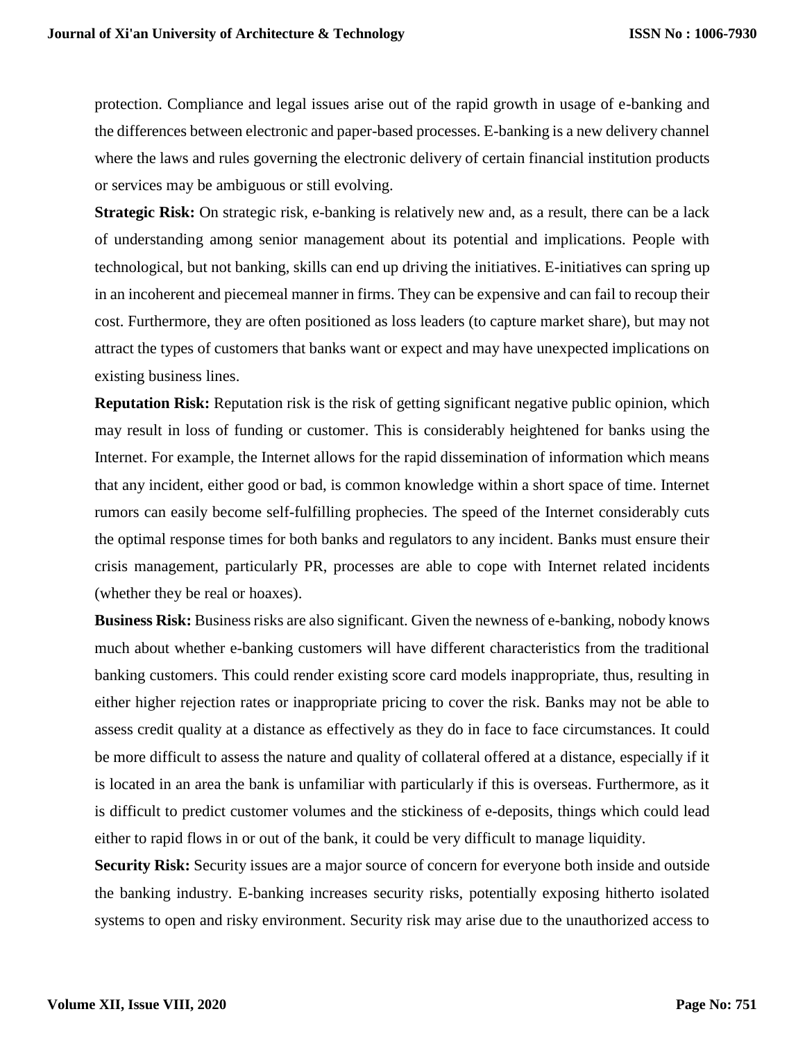protection. Compliance and legal issues arise out of the rapid growth in usage of e-banking and the differences between electronic and paper-based processes. E-banking is a new delivery channel where the laws and rules governing the electronic delivery of certain financial institution products or services may be ambiguous or still evolving.

**Strategic Risk:** On strategic risk, e-banking is relatively new and, as a result, there can be a lack of understanding among senior management about its potential and implications. People with technological, but not banking, skills can end up driving the initiatives. E-initiatives can spring up in an incoherent and piecemeal manner in firms. They can be expensive and can fail to recoup their cost. Furthermore, they are often positioned as loss leaders (to capture market share), but may not attract the types of customers that banks want or expect and may have unexpected implications on existing business lines.

**Reputation Risk:** Reputation risk is the risk of getting significant negative public opinion, which may result in loss of funding or customer. This is considerably heightened for banks using the Internet. For example, the Internet allows for the rapid dissemination of information which means that any incident, either good or bad, is common knowledge within a short space of time. Internet rumors can easily become self-fulfilling prophecies. The speed of the Internet considerably cuts the optimal response times for both banks and regulators to any incident. Banks must ensure their crisis management, particularly PR, processes are able to cope with Internet related incidents (whether they be real or hoaxes).

**Business Risk:** Business risks are also significant. Given the newness of e-banking, nobody knows much about whether e-banking customers will have different characteristics from the traditional banking customers. This could render existing score card models inappropriate, thus, resulting in either higher rejection rates or inappropriate pricing to cover the risk. Banks may not be able to assess credit quality at a distance as effectively as they do in face to face circumstances. It could be more difficult to assess the nature and quality of collateral offered at a distance, especially if it is located in an area the bank is unfamiliar with particularly if this is overseas. Furthermore, as it is difficult to predict customer volumes and the stickiness of e-deposits, things which could lead either to rapid flows in or out of the bank, it could be very difficult to manage liquidity.

**Security Risk:** Security issues are a major source of concern for everyone both inside and outside the banking industry. E-banking increases security risks, potentially exposing hitherto isolated systems to open and risky environment. Security risk may arise due to the unauthorized access to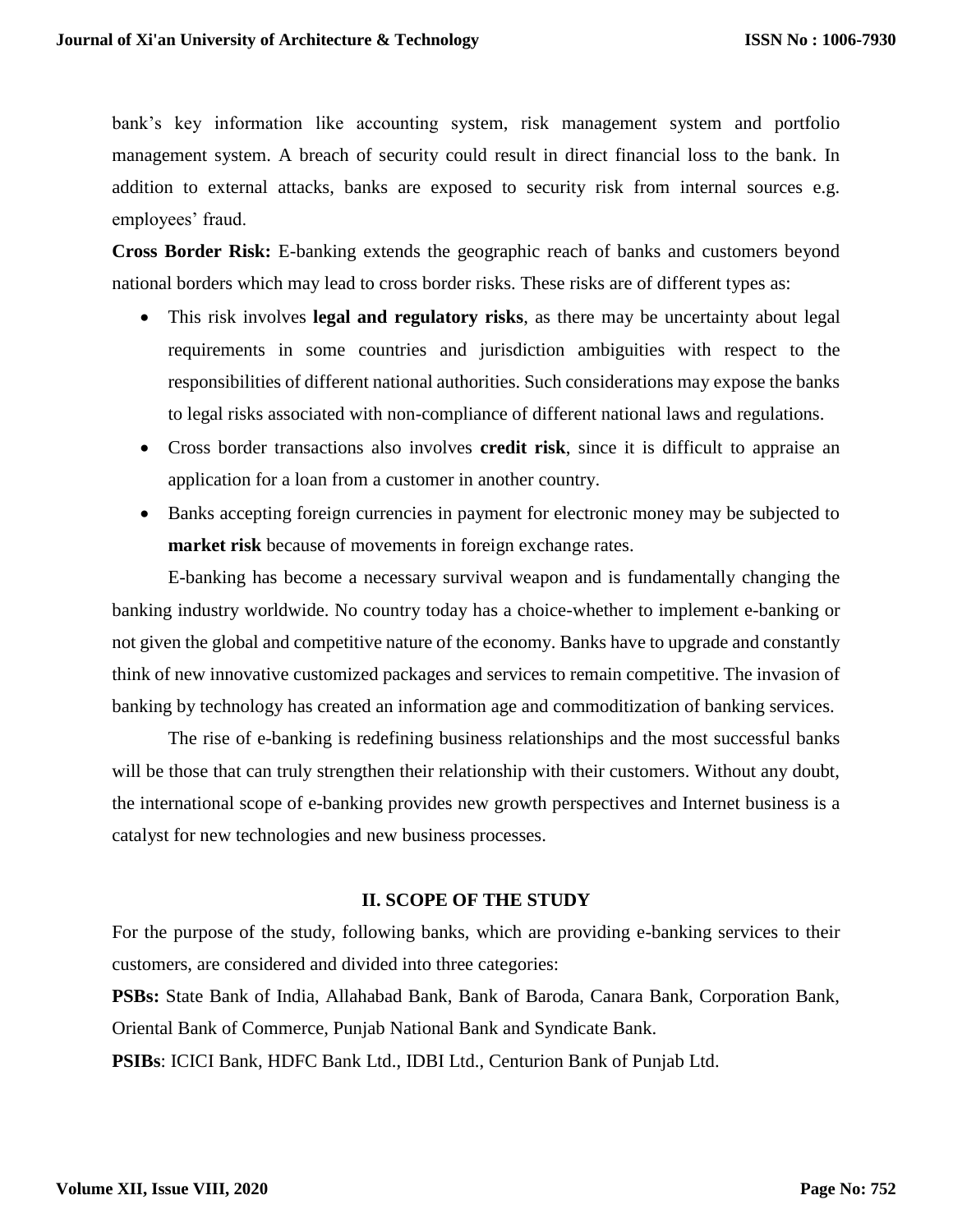bank's key information like accounting system, risk management system and portfolio management system. A breach of security could result in direct financial loss to the bank. In addition to external attacks, banks are exposed to security risk from internal sources e.g. employees' fraud.

**Cross Border Risk:** E-banking extends the geographic reach of banks and customers beyond national borders which may lead to cross border risks. These risks are of different types as:

- This risk involves **legal and regulatory risks**, as there may be uncertainty about legal requirements in some countries and jurisdiction ambiguities with respect to the responsibilities of different national authorities. Such considerations may expose the banks to legal risks associated with non-compliance of different national laws and regulations.
- Cross border transactions also involves **credit risk**, since it is difficult to appraise an application for a loan from a customer in another country.
- Banks accepting foreign currencies in payment for electronic money may be subjected to **market risk** because of movements in foreign exchange rates.

E-banking has become a necessary survival weapon and is fundamentally changing the banking industry worldwide. No country today has a choice-whether to implement e-banking or not given the global and competitive nature of the economy. Banks have to upgrade and constantly think of new innovative customized packages and services to remain competitive. The invasion of banking by technology has created an information age and commoditization of banking services.

The rise of e-banking is redefining business relationships and the most successful banks will be those that can truly strengthen their relationship with their customers. Without any doubt, the international scope of e-banking provides new growth perspectives and Internet business is a catalyst for new technologies and new business processes.

## II. SCOPE OF THE STUDY

For the purpose of the study, following banks, which are providing e-banking services to their customers, are considered and divided into three categories:

**PSBs:** State Bank of India, Allahabad Bank, Bank of Baroda, Canara Bank, Corporation Bank, Oriental Bank of Commerce, Punjab National Bank and Syndicate Bank.

**PSIBs**: ICICI Bank, HDFC Bank Ltd., IDBI Ltd., Centurion Bank of Punjab Ltd.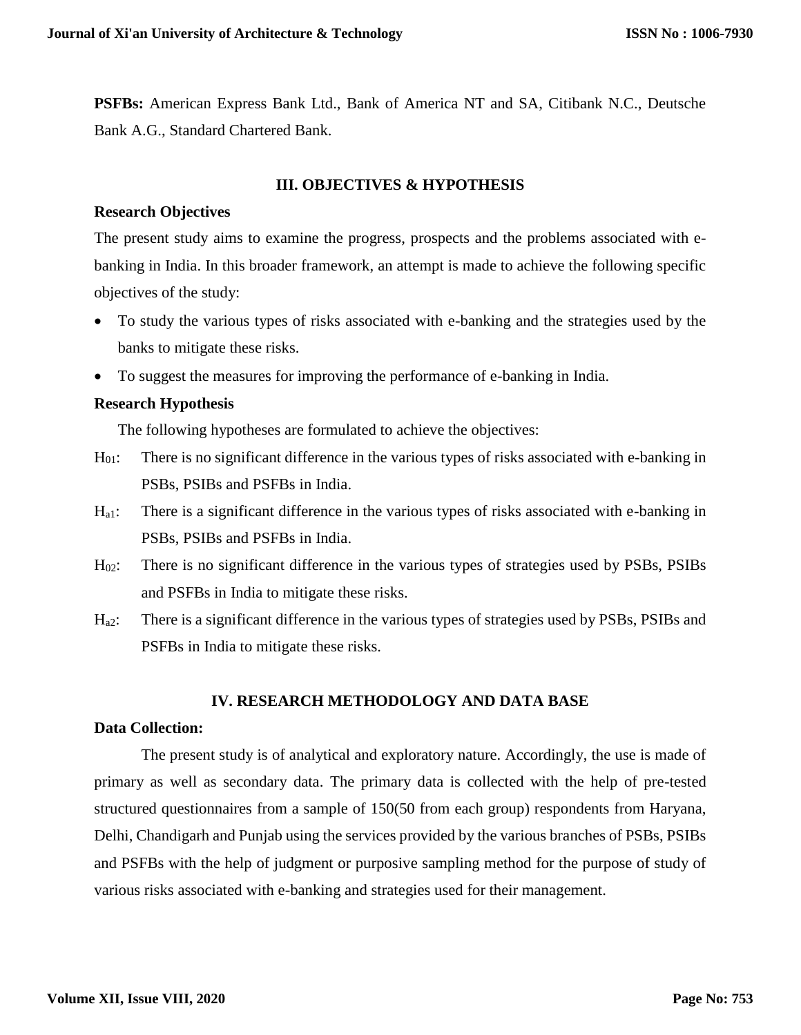**PSFBs:** American Express Bank Ltd., Bank of America NT and SA, Citibank N.C., Deutsche Bank A.G., Standard Chartered Bank.

## III. OBJECTIVES & HYPOTHESIS

### Research Objectives

The present study aims to examine the progress, prospects and the problems associated with e-banking in India. In this broader framework, an attempt is made to achieve the following specific objectives of the study:

- To study the various types of risks associated with e-banking and the strategies used by the banks to mitigate these risks.
- To suggest the measures for improving the performance of e-banking in India.

### Research Hypothesis

The following hypotheses are formulated to achieve the objectives:

$H_{01}$: There is no significant difference in the various types of risks associated with e-banking in PSBs, PSIBs and PSFBs in India.

$H_{a1}$: There is a significant difference in the various types of risks associated with e-banking in PSBs, PSIBs and PSFBs in India.

$H_{02}$: There is no significant difference in the various types of strategies used by PSBs, PSIBs and PSFBs in India to mitigate these risks.

$H_{a2}$: There is a significant difference in the various types of strategies used by PSBs, PSIBs and PSFBs in India to mitigate these risks.

## IV. RESEARCH METHODOLOGY AND DATA BASE

### Data Collection:

The present study is of analytical and exploratory nature. Accordingly, the use is made of primary as well as secondary data. The primary data is collected with the help of pre-tested structured questionnaires from a sample of 150(50 from each group) respondents from Haryana, Delhi, Chandigarh and Punjab using the services provided by the various branches of PSBs, PSIBs and PSFBs with the help of judgment or purposive sampling method for the purpose of study of various risks associated with e-banking and strategies used for their management.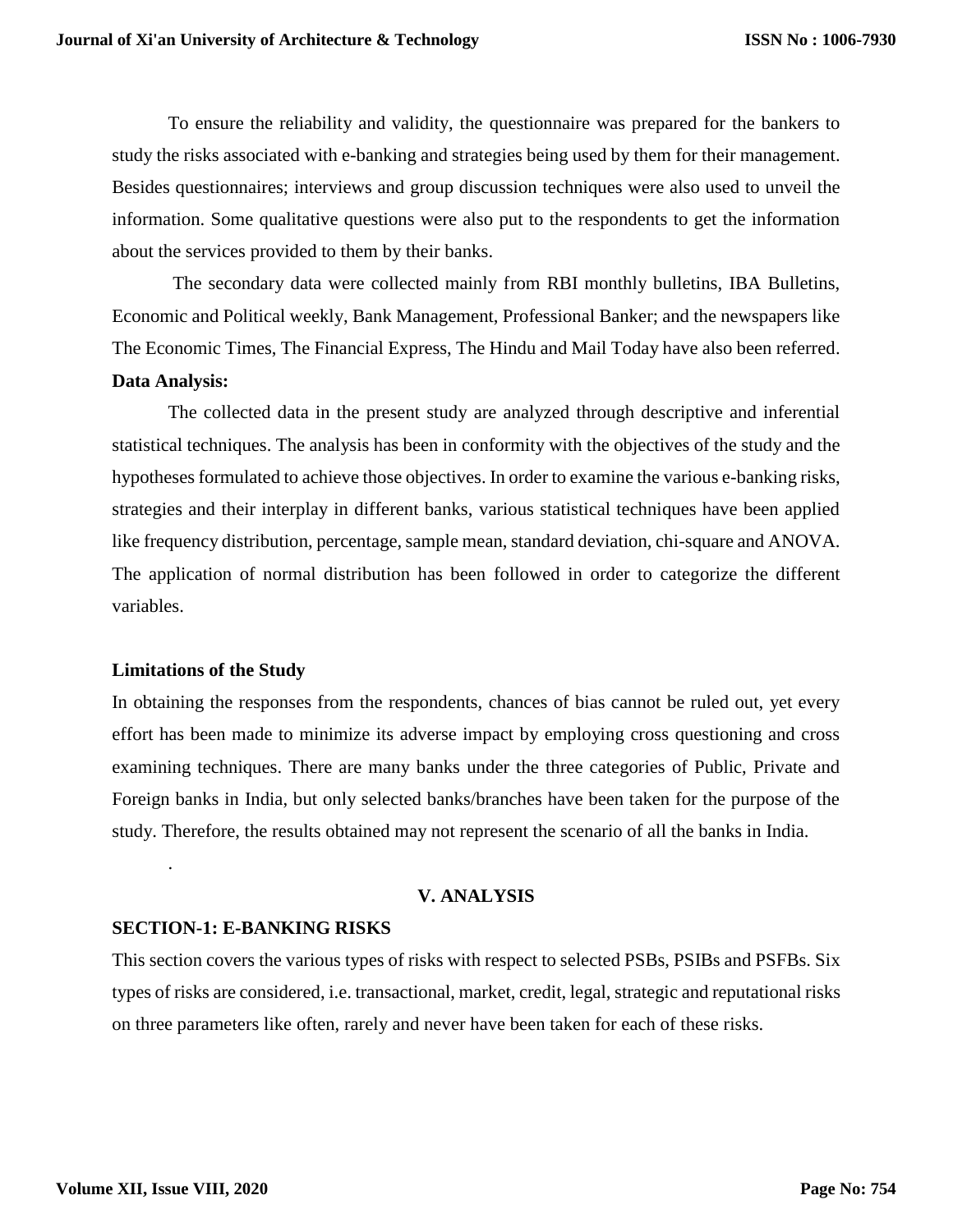To ensure the reliability and validity, the questionnaire was prepared for the bankers to study the risks associated with e-banking and strategies being used by them for their management. Besides questionnaires; interviews and group discussion techniques were also used to unveil the information. Some qualitative questions were also put to the respondents to get the information about the services provided to them by their banks.

The secondary data were collected mainly from RBI monthly bulletins, IBA Bulletins, Economic and Political weekly, Bank Management, Professional Banker; and the newspapers like The Economic Times, The Financial Express, The Hindu and Mail Today have also been referred.

**Data Analysis:**

The collected data in the present study are analyzed through descriptive and inferential statistical techniques. The analysis has been in conformity with the objectives of the study and the hypotheses formulated to achieve those objectives. In order to examine the various e-banking risks, strategies and their interplay in different banks, various statistical techniques have been applied like frequency distribution, percentage, sample mean, standard deviation, chi-square and ANOVA. The application of normal distribution has been followed in order to categorize the different variables.

**Limitations of the Study**

In obtaining the responses from the respondents, chances of bias cannot be ruled out, yet every effort has been made to minimize its adverse impact by employing cross questioning and cross examining techniques. There are many banks under the three categories of Public, Private and Foreign banks in India, but only selected banks/branches have been taken for the purpose of the study. Therefore, the results obtained may not represent the scenario of all the banks in India.

.

## V. ANALYSIS

### SECTION-1: E-BANKING RISKS

This section covers the various types of risks with respect to selected PSBs, PSIBs and PSFBs. Six types of risks are considered, i.e. transactional, market, credit, legal, strategic and reputational risks on three parameters like often, rarely and never have been taken for each of these risks.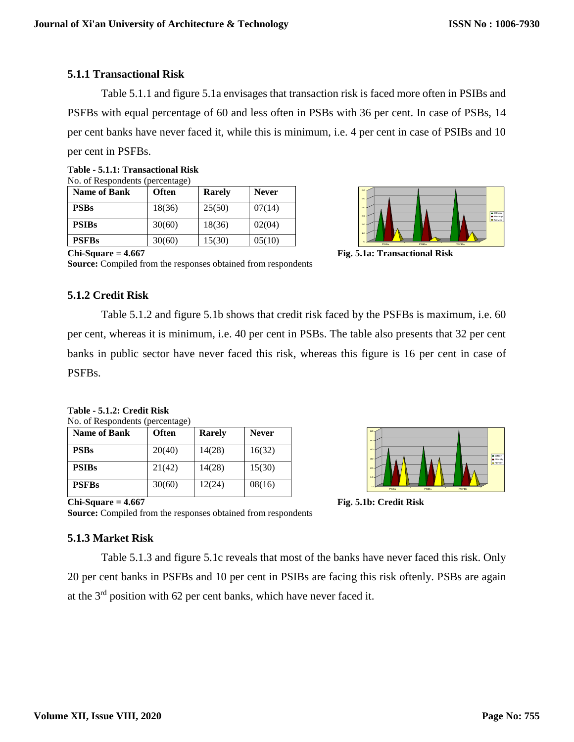### 5.1.1 Transactional Risk

Table 5.1.1 and figure 5.1a envisages that transaction risk is faced more often in PSIBs and PSFBs with equal percentage of 60 and less often in PSBs with 36 per cent. In case of PSBs, 14 per cent banks have never faced it, while this is minimum, i.e. 4 per cent in case of PSIBs and 10 per cent in PSFBs.

**Table - 5.1.1: Transactional Risk**

No. of Respondents (percentage)

| Name of Bank | Often | Rarely | Never |
|---|---|---|---|
| **PSBs** | 18(36) | 25(50) | 07(14) |
| **PSIBs** | 30(60) | 18(36) | 02(04) |
| **PSFBs** | 30(60) | 15(30) | 05(10) |

**Chi-Square = 4.667**

**Source:** Compiled from the responses obtained from respondents

**Fig. 5.1a: Transactional Risk**

### 5.1.2 Credit Risk

Table 5.1.2 and figure 5.1b shows that credit risk faced by the PSFBs is maximum, i.e. 60 per cent, whereas it is minimum, i.e. 40 per cent in PSBs. The table also presents that 32 per cent banks in public sector have never faced this risk, whereas this figure is 16 per cent in case of PSFBs.

**Table - 5.1.2: Credit Risk**

No. of Respondents (percentage)

| Name of Bank | Often | Rarely | Never |
|---|---|---|---|
| **PSBs** | 20(40) | 14(28) | 16(32) |
| **PSIBs** | 21(42) | 14(28) | 15(30) |
| **PSFBs** | 30(60) | 12(24) | 08(16) |

**Chi-Square = 4.667**

**Source:** Compiled from the responses obtained from respondents

**Fig. 5.1b: Credit Risk**

### 5.1.3 Market Risk

Table 5.1.3 and figure 5.1c reveals that most of the banks have never faced this risk. Only 20 per cent banks in PSFBs and 10 per cent in PSIBs are facing this risk oftenly. PSBs are again at the 3rd position with 62 per cent banks, which have never faced it.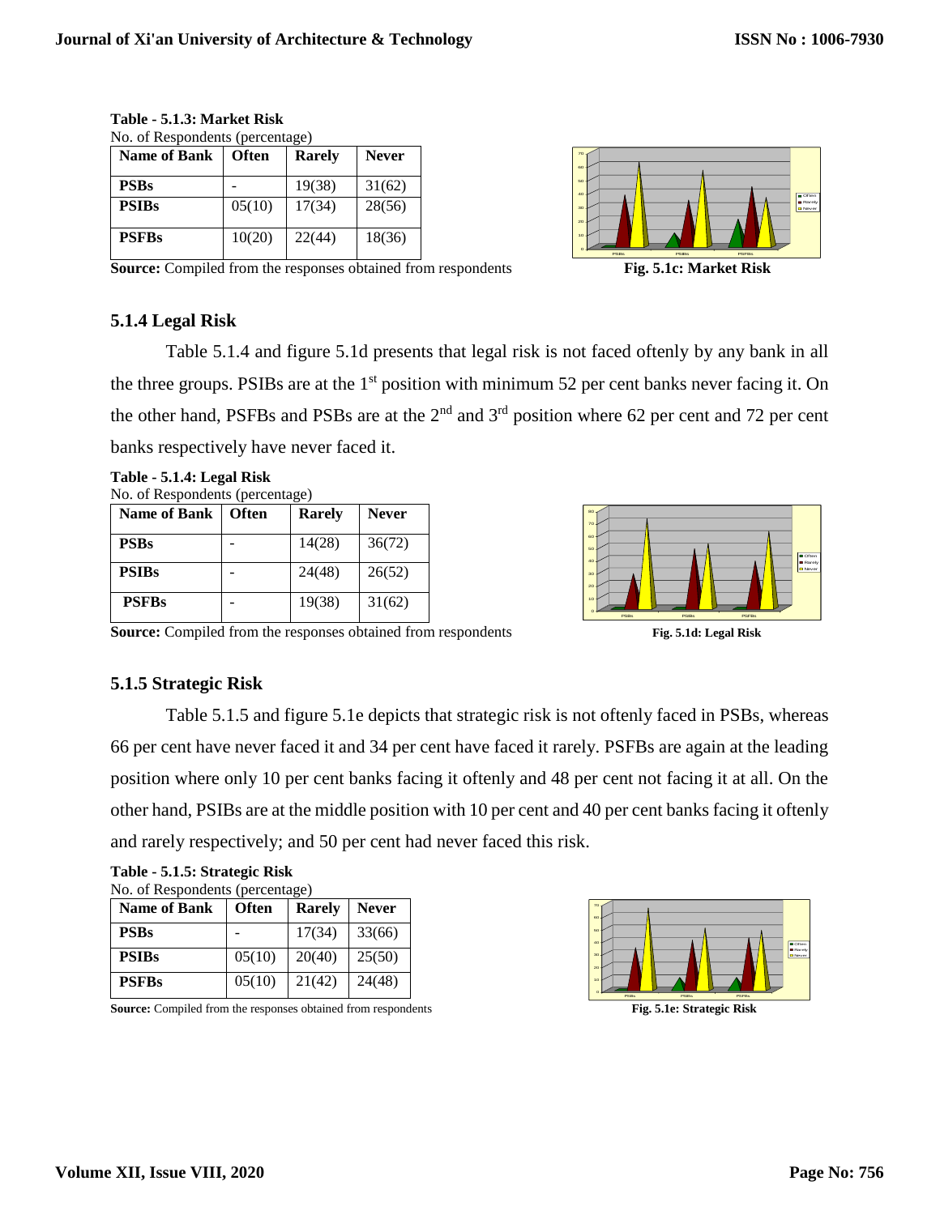**Table - 5.1.3: Market Risk**

No. of Respondents (percentage)

| Name of Bank | Often | Rarely | Never |
|---|---|---|---|
| **PSBs** | - | 19(38) | 31(62) |
| **PSIBs** | 05(10) | 17(34) | 28(56) |
| **PSFBs** | 10(20) | 22(44) | 18(36) |

**Source:** Compiled from the responses obtained from respondents

**Fig. 5.1c: Market Risk**

### 5.1.4 Legal Risk

Table 5.1.4 and figure 5.1d presents that legal risk is not faced oftenly by any bank in all the three groups. PSIBs are at the 1st position with minimum 52 per cent banks never facing it. On the other hand, PSFBs and PSBs are at the 2nd and 3rd position where 62 per cent and 72 per cent banks respectively have never faced it.

**Table - 5.1.4: Legal Risk**

No. of Respondents (percentage)

| Name of Bank | Often | Rarely | Never |
|---|---|---|---|
| **PSBs** | - | 14(28) | 36(72) |
| **PSIBs** | - | 24(48) | 26(52) |
| **PSFBs** | - | 19(38) | 31(62) |

**Source:** Compiled from the responses obtained from respondents

**Fig. 5.1d: Legal Risk**

### 5.1.5 Strategic Risk

Table 5.1.5 and figure 5.1e depicts that strategic risk is not oftenly faced in PSBs, whereas 66 per cent have never faced it and 34 per cent have faced it rarely. PSFBs are again at the leading position where only 10 per cent banks facing it oftenly and 48 per cent not facing it at all. On the other hand, PSIBs are at the middle position with 10 per cent and 40 per cent banks facing it oftenly and rarely respectively; and 50 per cent had never faced this risk.

**Table - 5.1.5: Strategic Risk**

No. of Respondents (percentage)

| Name of Bank | Often | Rarely | Never |
|---|---|---|---|
| **PSBs** | - | 17(34) | 33(66) |
| **PSIBs** | 05(10) | 20(40) | 25(50) |
| **PSFBs** | 05(10) | 21(42) | 24(48) |

**Source:** Compiled from the responses obtained from respondents

**Fig. 5.1e: Strategic Risk**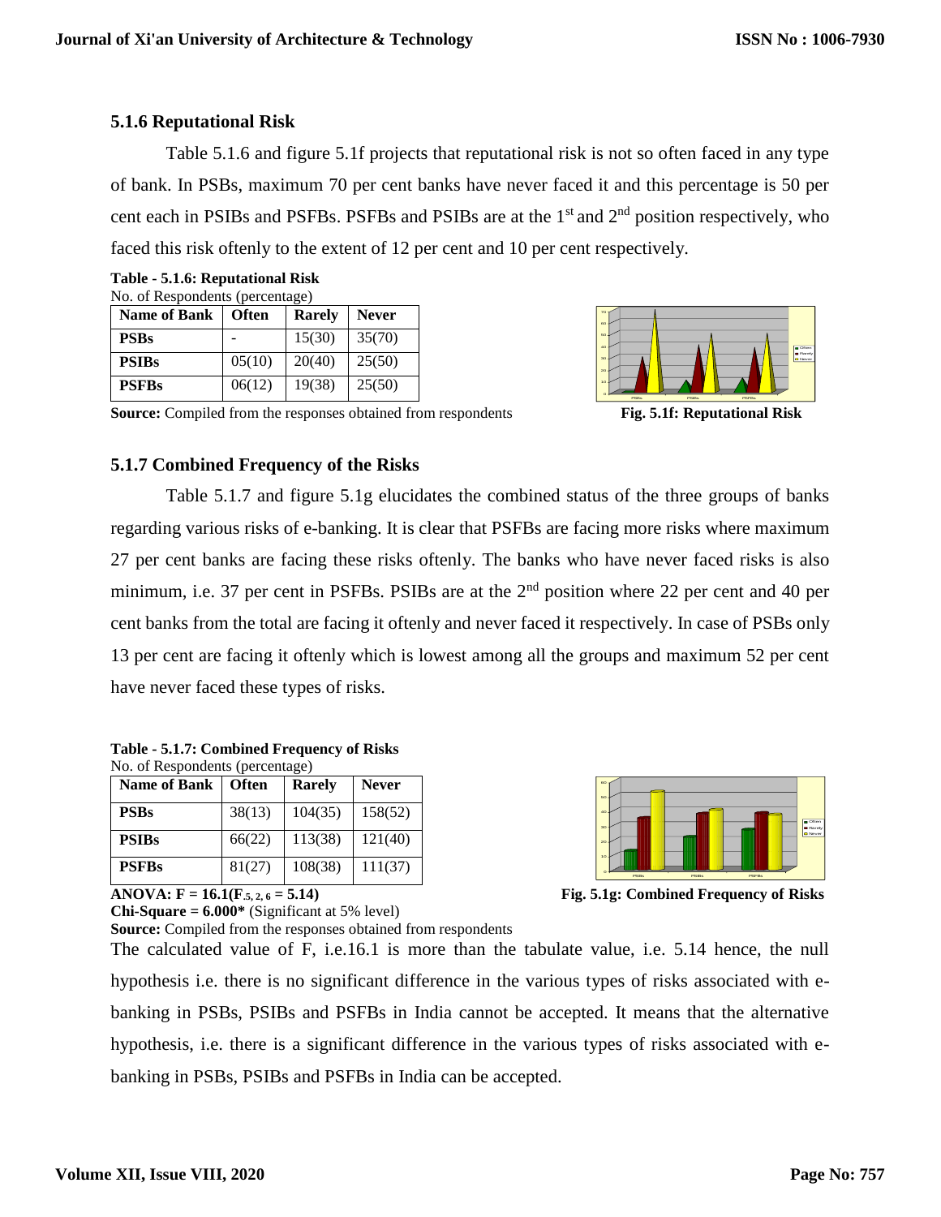### 5.1.6 Reputational Risk

Table 5.1.6 and figure 5.1f projects that reputational risk is not so often faced in any type of bank. In PSBs, maximum 70 per cent banks have never faced it and this percentage is 50 per cent each in PSIBs and PSFBs. PSFBs and PSIBs are at the 1st and 2nd position respectively, who faced this risk oftenly to the extent of 12 per cent and 10 per cent respectively.

**Table - 5.1.6: Reputational Risk**

No. of Respondents (percentage)

| Name of Bank | Often | Rarely | Never |
|---|---|---|---|
| **PSBs** | - | 15(30) | 35(70) |
| **PSIBs** | 05(10) | 20(40) | 25(50) |
| **PSFBs** | 06(12) | 19(38) | 25(50) |

**Source:** Compiled from the responses obtained from respondents

**Fig. 5.1f: Reputational Risk**

### 5.1.7 Combined Frequency of the Risks

Table 5.1.7 and figure 5.1g elucidates the combined status of the three groups of banks regarding various risks of e-banking. It is clear that PSFBs are facing more risks where maximum 27 per cent banks are facing these risks oftenly. The banks who have never faced risks is also minimum, i.e. 37 per cent in PSFBs. PSIBs are at the 2nd position where 22 per cent and 40 per cent banks from the total are facing it oftenly and never faced it respectively. In case of PSBs only 13 per cent are facing it oftenly which is lowest among all the groups and maximum 52 per cent have never faced these types of risks.

**Table - 5.1.7: Combined Frequency of Risks**

No. of Respondents (percentage)

| Name of Bank | Often | Rarely | Never |
|---|---|---|---|
| **PSBs** | 38(13) | 104(35) | 158(52) |
| **PSIBs** | 66(22) | 113(38) | 121(40) |
| **PSFBs** | 81(27) | 108(38) | 111(37) |

**ANOVA: F = 16.1($F_{.5, 2, 6}$ = 5.14)**

**Chi-Square = 6.000*** (Significant at 5% level)

**Source:** Compiled from the responses obtained from respondents

**Fig. 5.1g: Combined Frequency of Risks**

The calculated value of F, i.e.16.1 is more than the tabulate value, i.e. 5.14 hence, the null hypothesis i.e. there is no significant difference in the various types of risks associated with e-banking in PSBs, PSIBs and PSFBs in India cannot be accepted. It means that the alternative hypothesis, i.e. there is a significant difference in the various types of risks associated with e-banking in PSBs, PSIBs and PSFBs in India can be accepted.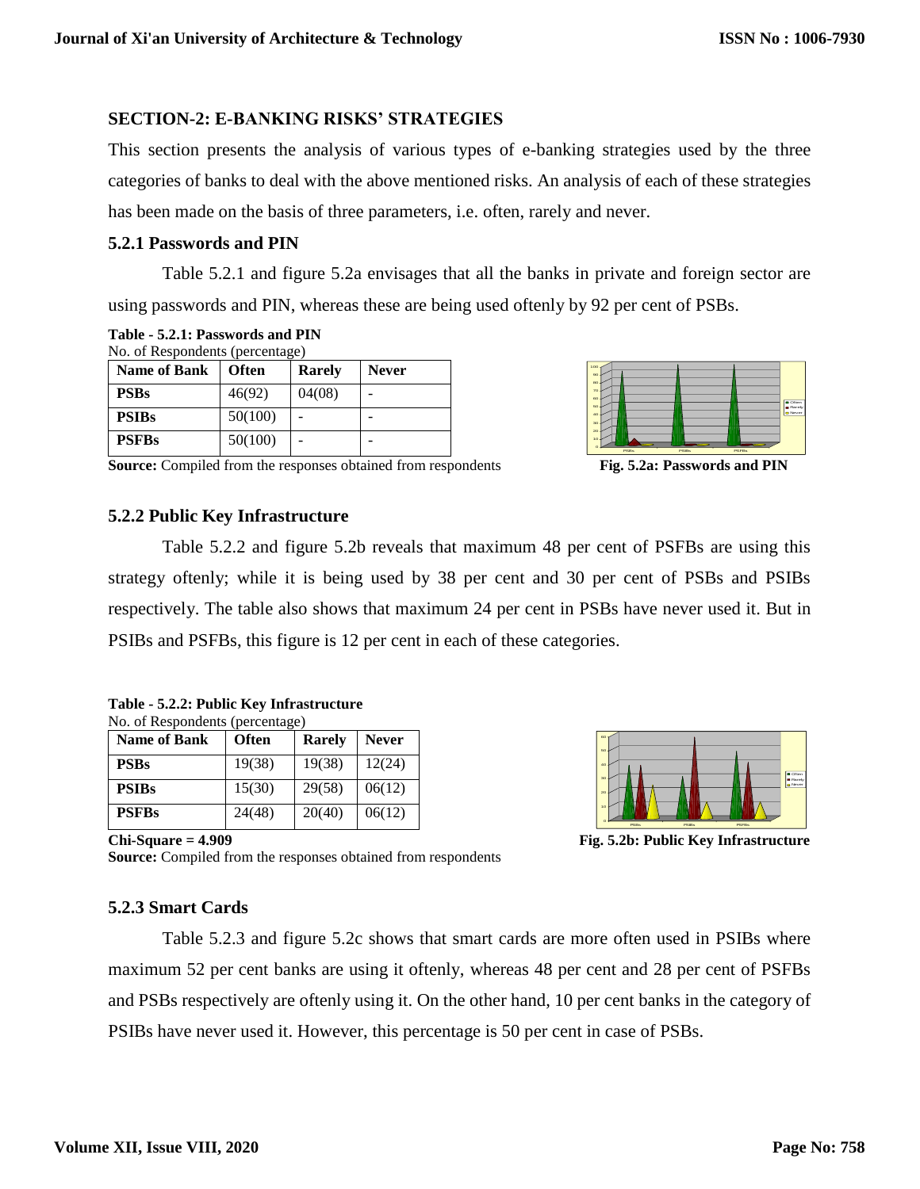## SECTION-2: E-BANKING RISKS' STRATEGIES

This section presents the analysis of various types of e-banking strategies used by the three categories of banks to deal with the above mentioned risks. An analysis of each of these strategies has been made on the basis of three parameters, i.e. often, rarely and never.

### 5.2.1 Passwords and PIN

Table 5.2.1 and figure 5.2a envisages that all the banks in private and foreign sector are using passwords and PIN, whereas these are being used oftenly by 92 per cent of PSBs.

**Table - 5.2.1: Passwords and PIN**

No. of Respondents (percentage)

| Name of Bank | Often | Rarely | Never |
|---|---|---|---|
| **PSBs** | 46(92) | 04(08) | - |
| **PSIBs** | 50(100) | - | - |
| **PSFBs** | 50(100) | - | - |

**Source:** Compiled from the responses obtained from respondents

**Fig. 5.2a: Passwords and PIN**

### 5.2.2 Public Key Infrastructure

Table 5.2.2 and figure 5.2b reveals that maximum 48 per cent of PSFBs are using this strategy oftenly; while it is being used by 38 per cent and 30 per cent of PSBs and PSIBs respectively. The table also shows that maximum 24 per cent in PSBs have never used it. But in PSIBs and PSFBs, this figure is 12 per cent in each of these categories.

**Table - 5.2.2: Public Key Infrastructure**

No. of Respondents (percentage)

| Name of Bank | Often | Rarely | Never |
|---|---|---|---|
| **PSBs** | 19(38) | 19(38) | 12(24) |
| **PSIBs** | 15(30) | 29(58) | 06(12) |
| **PSFBs** | 24(48) | 20(40) | 06(12) |

**Chi-Square = 4.909**

**Source:** Compiled from the responses obtained from respondents

**Fig. 5.2b: Public Key Infrastructure**

### 5.2.3 Smart Cards

Table 5.2.3 and figure 5.2c shows that smart cards are more often used in PSIBs where maximum 52 per cent banks are using it oftenly, whereas 48 per cent and 28 per cent of PSFBs and PSBs respectively are oftenly using it. On the other hand, 10 per cent banks in the category of PSIBs have never used it. However, this percentage is 50 per cent in case of PSBs.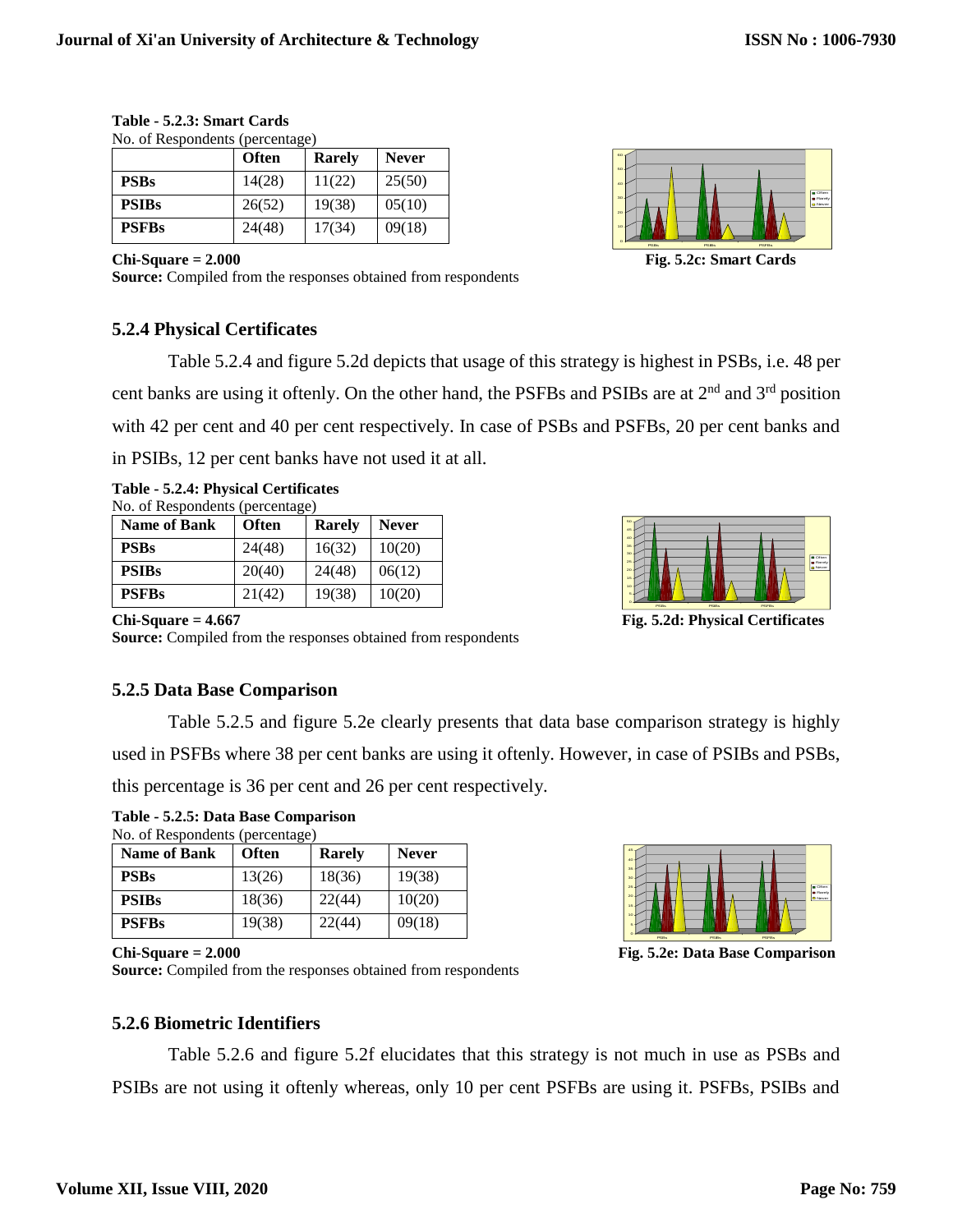**Table - 5.2.3: Smart Cards**

No. of Respondents (percentage)

| | Often | Rarely | Never |
|---|---|---|---|
| **PSBs** | 14(28) | 11(22) | 25(50) |
| **PSIBs** | 26(52) | 19(38) | 05(10) |
| **PSFBs** | 24(48) | 17(34) | 09(18) |

**Chi-Square = 2.000**

**Source:** Compiled from the responses obtained from respondents

**Fig. 5.2c: Smart Cards**

### 5.2.4 Physical Certificates

Table 5.2.4 and figure 5.2d depicts that usage of this strategy is highest in PSBs, i.e. 48 per cent banks are using it oftenly. On the other hand, the PSFBs and PSIBs are at 2nd and 3rd position with 42 per cent and 40 per cent respectively. In case of PSBs and PSFBs, 20 per cent banks and in PSIBs, 12 per cent banks have not used it at all.

**Table - 5.2.4: Physical Certificates**

No. of Respondents (percentage)

| Name of Bank | Often | Rarely | Never |
|---|---|---|---|
| **PSBs** | 24(48) | 16(32) | 10(20) |
| **PSIBs** | 20(40) | 24(48) | 06(12) |
| **PSFBs** | 21(42) | 19(38) | 10(20) |

**Chi-Square = 4.667**

**Source:** Compiled from the responses obtained from respondents

**Fig. 5.2d: Physical Certificates**

### 5.2.5 Data Base Comparison

Table 5.2.5 and figure 5.2e clearly presents that data base comparison strategy is highly used in PSFBs where 38 per cent banks are using it oftenly. However, in case of PSIBs and PSBs, this percentage is 36 per cent and 26 per cent respectively.

**Table - 5.2.5: Data Base Comparison**

No. of Respondents (percentage)

| Name of Bank | Often | Rarely | Never |
|---|---|---|---|
| **PSBs** | 13(26) | 18(36) | 19(38) |
| **PSIBs** | 18(36) | 22(44) | 10(20) |
| **PSFBs** | 19(38) | 22(44) | 09(18) |

**Chi-Square = 2.000**

**Source:** Compiled from the responses obtained from respondents

**Fig. 5.2e: Data Base Comparison**

### 5.2.6 Biometric Identifiers

Table 5.2.6 and figure 5.2f elucidates that this strategy is not much in use as PSBs and PSIBs are not using it oftenly whereas, only 10 per cent PSFBs are using it. PSFBs, PSIBs and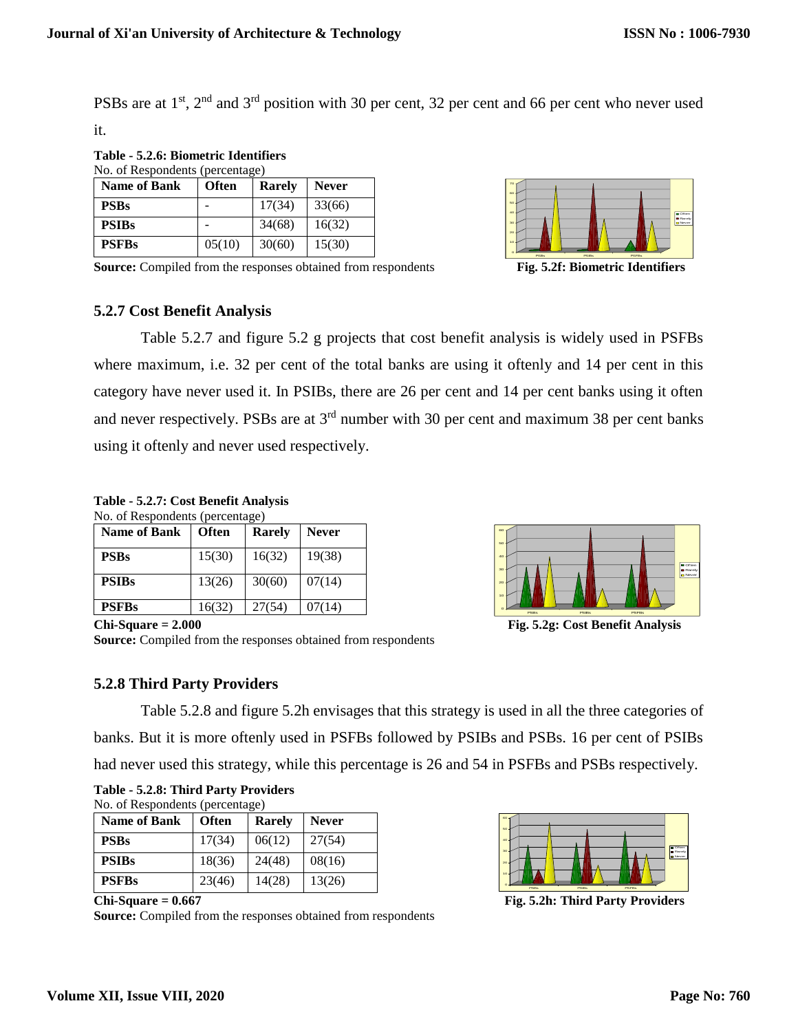PSBs are at 1st, 2nd and 3rd position with 30 per cent, 32 per cent and 66 per cent who never used it.

**Table - 5.2.6: Biometric Identifiers**

No. of Respondents (percentage)

| Name of Bank | Often | Rarely | Never |
|---|---|---|---|
| **PSBs** | - | 17(34) | 33(66) |
| **PSIBs** | - | 34(68) | 16(32) |
| **PSFBs** | 05(10) | 30(60) | 15(30) |

**Source:** Compiled from the responses obtained from respondents

**Fig. 5.2f: Biometric Identifiers**

### 5.2.7 Cost Benefit Analysis

Table 5.2.7 and figure 5.2 g projects that cost benefit analysis is widely used in PSFBs where maximum, i.e. 32 per cent of the total banks are using it oftenly and 14 per cent in this category have never used it. In PSIBs, there are 26 per cent and 14 per cent banks using it often and never respectively. PSBs are at 3rd number with 30 per cent and maximum 38 per cent banks using it oftenly and never used respectively.

**Table - 5.2.7: Cost Benefit Analysis**

No. of Respondents (percentage)

| Name of Bank | Often | Rarely | Never |
|---|---|---|---|
| **PSBs** | 15(30) | 16(32) | 19(38) |
| **PSIBs** | 13(26) | 30(60) | 07(14) |
| **PSFBs** | 16(32) | 27(54) | 07(14) |

**Chi-Square = 2.000**

**Source:** Compiled from the responses obtained from respondents

**Fig. 5.2g: Cost Benefit Analysis**

### 5.2.8 Third Party Providers

Table 5.2.8 and figure 5.2h envisages that this strategy is used in all the three categories of banks. But it is more oftenly used in PSFBs followed by PSIBs and PSBs. 16 per cent of PSIBs had never used this strategy, while this percentage is 26 and 54 in PSFBs and PSBs respectively.

**Table - 5.2.8: Third Party Providers**

No. of Respondents (percentage)

| Name of Bank | Often | Rarely | Never |
|---|---|---|---|
| **PSBs** | 17(34) | 06(12) | 27(54) |
| **PSIBs** | 18(36) | 24(48) | 08(16) |
| **PSFBs** | 23(46) | 14(28) | 13(26) |

**Chi-Square = 0.667**

**Source:** Compiled from the responses obtained from respondents

**Fig. 5.2h: Third Party Providers**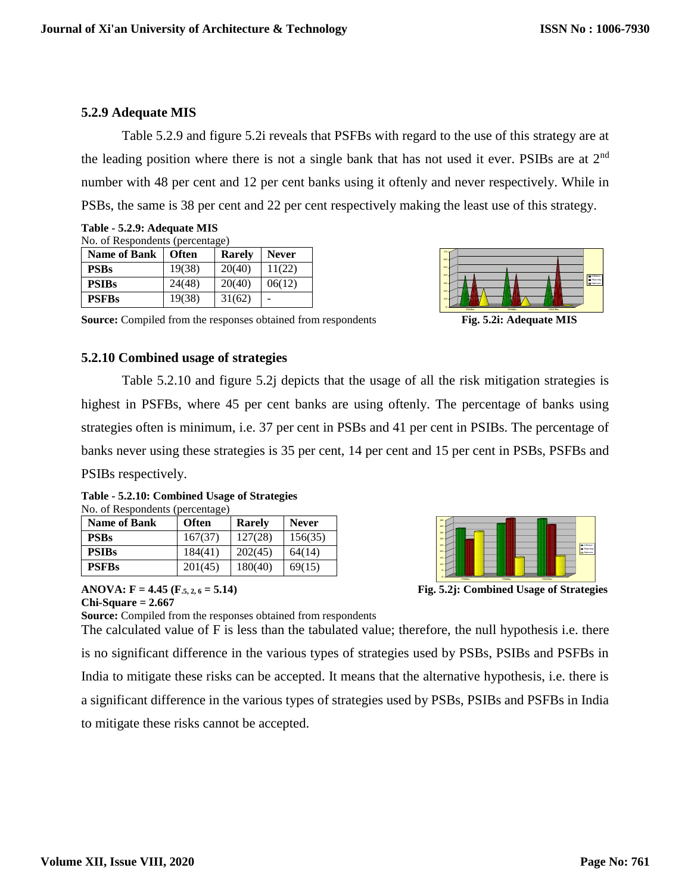### 5.2.9 Adequate MIS

Table 5.2.9 and figure 5.2i reveals that PSFBs with regard to the use of this strategy are at the leading position where there is not a single bank that has not used it ever. PSIBs are at 2[nd] number with 48 per cent and 12 per cent banks using it oftenly and never respectively. While in PSBs, the same is 38 per cent and 22 per cent respectively making the least use of this strategy.

**Table - 5.2.9: Adequate MIS**

No. of Respondents (percentage)

| Name of Bank | Often | Rarely | Never |
|---|---|---|---|
| **PSBs** | 19(38) | 20(40) | 11(22) |
| **PSIBs** | 24(48) | 20(40) | 06(12) |
| **PSFBs** | 19(38) | 31(62) | - |

**Source:** Compiled from the responses obtained from respondents

**Fig. 5.2i: Adequate MIS**

### 5.2.10 Combined usage of strategies

Table 5.2.10 and figure 5.2j depicts that the usage of all the risk mitigation strategies is highest in PSFBs, where 45 per cent banks are using oftenly. The percentage of banks using strategies often is minimum, i.e. 37 per cent in PSBs and 41 per cent in PSIBs. The percentage of banks never using these strategies is 35 per cent, 14 per cent and 15 per cent in PSBs, PSFBs and PSIBs respectively.

**Table - 5.2.10: Combined Usage of Strategies**

No. of Respondents (percentage)

| Name of Bank | Often | Rarely | Never |
|---|---|---|---|
| **PSBs** | 167(37) | 127(28) | 156(35) |
| **PSIBs** | 184(41) | 202(45) | 64(14) |
| **PSFBs** | 201(45) | 180(40) | 69(15) |

**ANOVA: F = 4.45 ($F_{.5, 2, 6}$ = 5.14)**

**Chi-Square = 2.667**

**Source:** Compiled from the responses obtained from respondents

**Fig. 5.2j: Combined Usage of Strategies**

The calculated value of F is less than the tabulated value; therefore, the null hypothesis i.e. there is no significant difference in the various types of strategies used by PSBs, PSIBs and PSFBs in India to mitigate these risks can be accepted. It means that the alternative hypothesis, i.e. there is a significant difference in the various types of strategies used by PSBs, PSIBs and PSFBs in India to mitigate these risks cannot be accepted.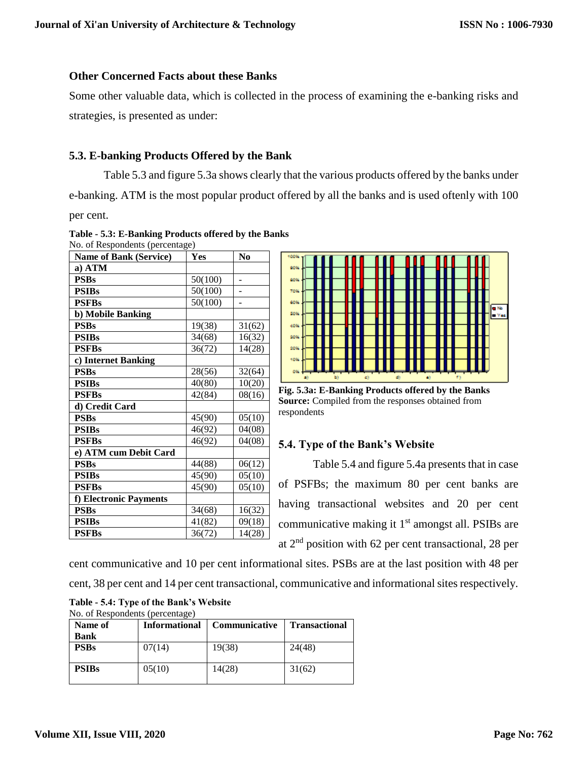**Other Concerned Facts about these Banks**

Some other valuable data, which is collected in the process of examining the e-banking risks and strategies, is presented as under:

### 5.3. E-banking Products Offered by the Bank

Table 5.3 and figure 5.3a shows clearly that the various products offered by the banks under e-banking. ATM is the most popular product offered by all the banks and is used oftenly with 100 per cent.

**Table - 5.3: E-Banking Products offered by the Banks**

No. of Respondents (percentage)

| Name of Bank (Service) | Yes | No |
|---|---|---|
| **a) ATM** | | |
| **PSBs** | 50(100) | - |
| **PSIBs** | 50(100) | - |
| **PSFBs** | 50(100) | - |
| **b) Mobile Banking** | | |
| **PSBs** | 19(38) | 31(62) |
| **PSIBs** | 34(68) | 16(32) |
| **PSFBs** | 36(72) | 14(28) |
| **c) Internet Banking** | | |
| **PSBs** | 28(56) | 32(64) |
| **PSIBs** | 40(80) | 10(20) |
| **PSFBs** | 42(84) | 08(16) |
| **d) Credit Card** | | |
| **PSBs** | 45(90) | 05(10) |
| **PSIBs** | 46(92) | 04(08) |
| **PSFBs** | 46(92) | 04(08) |
| **e) ATM cum Debit Card** | | |
| **PSBs** | 44(88) | 06(12) |
| **PSIBs** | 45(90) | 05(10) |
| **PSFBs** | 45(90) | 05(10) |
| **f) Electronic Payments** | | |
| **PSBs** | 34(68) | 16(32) |
| **PSIBs** | 41(82) | 09(18) |
| **PSFBs** | 36(72) | 14(28) |

**Fig. 5.3a: E-Banking Products offered by the Banks**
**Source:** Compiled from the responses obtained from respondents

### 5.4. Type of the Bank's Website

Table 5.4 and figure 5.4a presents that in case of PSFBs; the maximum 80 per cent banks are having transactional websites and 20 per cent communicative making it 1st amongst all. PSIBs are at 2nd position with 62 per cent transactional, 28 per cent communicative and 10 per cent informational sites. PSBs are at the last position with 48 per cent, 38 per cent and 14 per cent transactional, communicative and informational sites respectively.

**Table - 5.4: Type of the Bank's Website**

No. of Respondents (percentage)

| Name of Bank | Informational | Communicative | Transactional |
|---|---|---|---|
| **PSBs** | 07(14) | 19(38) | 24(48) |
| **PSIBs** | 05(10) | 14(28) | 31(62) |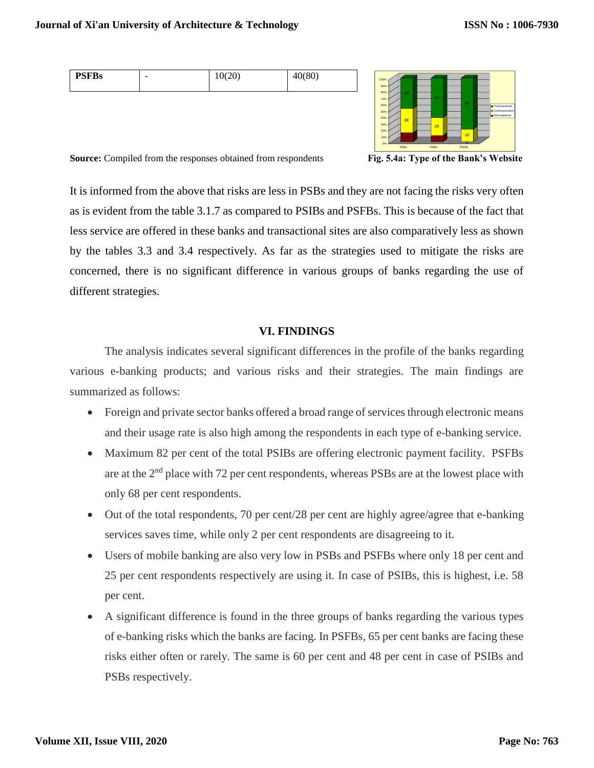| PSFBs | - | 10(20) | 40(80) |
|---|---|---|---|

**Source:** Compiled from the responses obtained from respondents

**Fig. 5.4a: Type of the Bank's Website**

It is informed from the above that risks are less in PSBs and they are not facing the risks very often as is evident from the table 3.1.7 as compared to PSIBs and PSFBs. This is because of the fact that less service are offered in these banks and transactional sites are also comparatively less as shown by the tables 3.3 and 3.4 respectively. As far as the strategies used to mitigate the risks are concerned, there is no significant difference in various groups of banks regarding the use of different strategies.

## VI. FINDINGS

The analysis indicates several significant differences in the profile of the banks regarding various e-banking products; and various risks and their strategies. The main findings are summarized as follows:

- Foreign and private sector banks offered a broad range of services through electronic means and their usage rate is also high among the respondents in each type of e-banking service.
- Maximum 82 per cent of the total PSIBs are offering electronic payment facility. PSFBs are at the 2nd place with 72 per cent respondents, whereas PSBs are at the lowest place with only 68 per cent respondents.
- Out of the total respondents, 70 per cent/28 per cent are highly agree/agree that e-banking services saves time, while only 2 per cent respondents are disagreeing to it.
- Users of mobile banking are also very low in PSBs and PSFBs where only 18 per cent and 25 per cent respondents respectively are using it. In case of PSIBs, this is highest, i.e. 58 per cent.
- A significant difference is found in the three groups of banks regarding the various types of e-banking risks which the banks are facing. In PSFBs, 65 per cent banks are facing these risks either often or rarely. The same is 60 per cent and 48 per cent in case of PSIBs and PSBs respectively.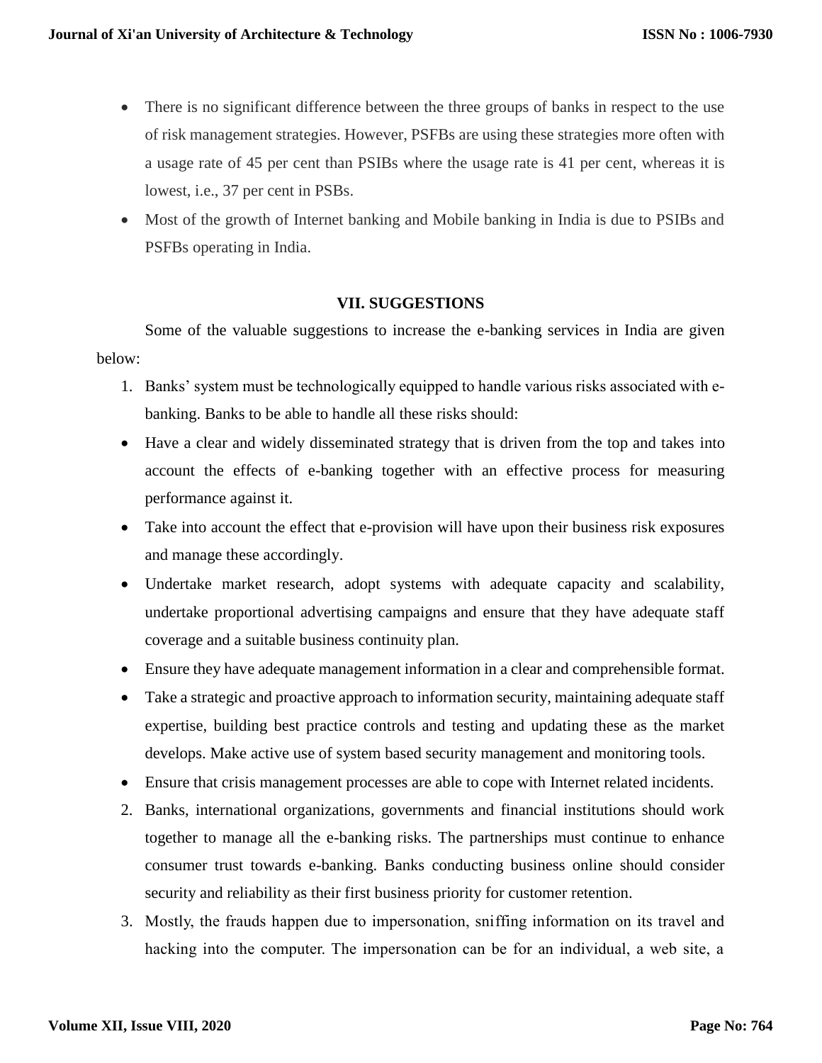- There is no significant difference between the three groups of banks in respect to the use of risk management strategies. However, PSFBs are using these strategies more often with a usage rate of 45 per cent than PSIBs where the usage rate is 41 per cent, whereas it is lowest, i.e., 37 per cent in PSBs.
- Most of the growth of Internet banking and Mobile banking in India is due to PSIBs and PSFBs operating in India.

## VII. SUGGESTIONS

Some of the valuable suggestions to increase the e-banking services in India are given below:

1. Banks' system must be technologically equipped to handle various risks associated with e-banking. Banks to be able to handle all these risks should:

- Have a clear and widely disseminated strategy that is driven from the top and takes into account the effects of e-banking together with an effective process for measuring performance against it.
- Take into account the effect that e-provision will have upon their business risk exposures and manage these accordingly.
- Undertake market research, adopt systems with adequate capacity and scalability, undertake proportional advertising campaigns and ensure that they have adequate staff coverage and a suitable business continuity plan.
- Ensure they have adequate management information in a clear and comprehensible format.
- Take a strategic and proactive approach to information security, maintaining adequate staff expertise, building best practice controls and testing and updating these as the market develops. Make active use of system based security management and monitoring tools.
- Ensure that crisis management processes are able to cope with Internet related incidents.

2. Banks, international organizations, governments and financial institutions should work together to manage all the e-banking risks. The partnerships must continue to enhance consumer trust towards e-banking. Banks conducting business online should consider security and reliability as their first business priority for customer retention.
3. Mostly, the frauds happen due to impersonation, sniffing information on its travel and hacking into the computer. The impersonation can be for an individual, a web site, a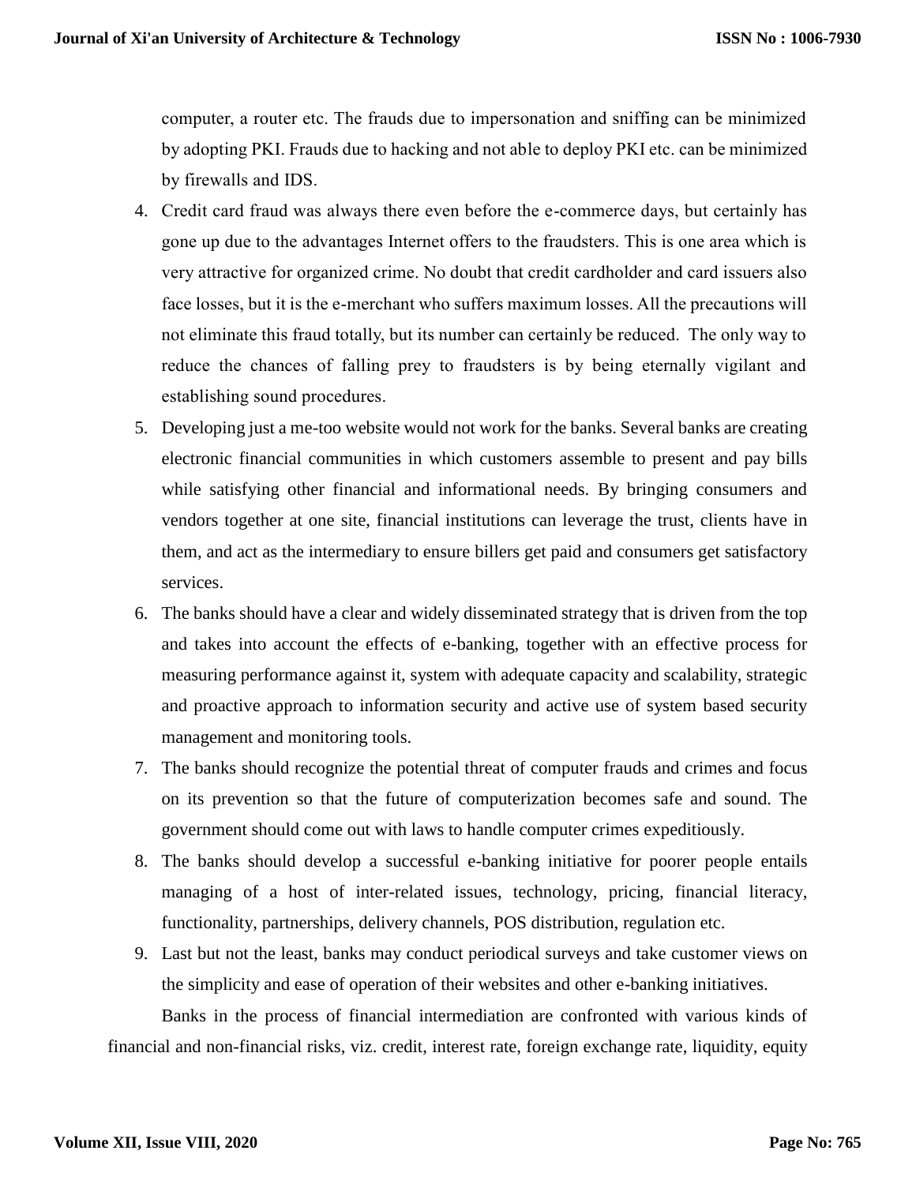computer, a router etc. The frauds due to impersonation and sniffing can be minimized by adopting PKI. Frauds due to hacking and not able to deploy PKI etc. can be minimized by firewalls and IDS.

4. Credit card fraud was always there even before the e-commerce days, but certainly has gone up due to the advantages Internet offers to the fraudsters. This is one area which is very attractive for organized crime. No doubt that credit cardholder and card issuers also face losses, but it is the e-merchant who suffers maximum losses. All the precautions will not eliminate this fraud totally, but its number can certainly be reduced. The only way to reduce the chances of falling prey to fraudsters is by being eternally vigilant and establishing sound procedures.
5. Developing just a me-too website would not work for the banks. Several banks are creating electronic financial communities in which customers assemble to present and pay bills while satisfying other financial and informational needs. By bringing consumers and vendors together at one site, financial institutions can leverage the trust, clients have in them, and act as the intermediary to ensure billers get paid and consumers get satisfactory services.
6. The banks should have a clear and widely disseminated strategy that is driven from the top and takes into account the effects of e-banking, together with an effective process for measuring performance against it, system with adequate capacity and scalability, strategic and proactive approach to information security and active use of system based security management and monitoring tools.
7. The banks should recognize the potential threat of computer frauds and crimes and focus on its prevention so that the future of computerization becomes safe and sound. The government should come out with laws to handle computer crimes expeditiously.
8. The banks should develop a successful e-banking initiative for poorer people entails managing of a host of inter-related issues, technology, pricing, financial literacy, functionality, partnerships, delivery channels, POS distribution, regulation etc.
9. Last but not the least, banks may conduct periodical surveys and take customer views on the simplicity and ease of operation of their websites and other e-banking initiatives.

Banks in the process of financial intermediation are confronted with various kinds of financial and non-financial risks, viz. credit, interest rate, foreign exchange rate, liquidity, equity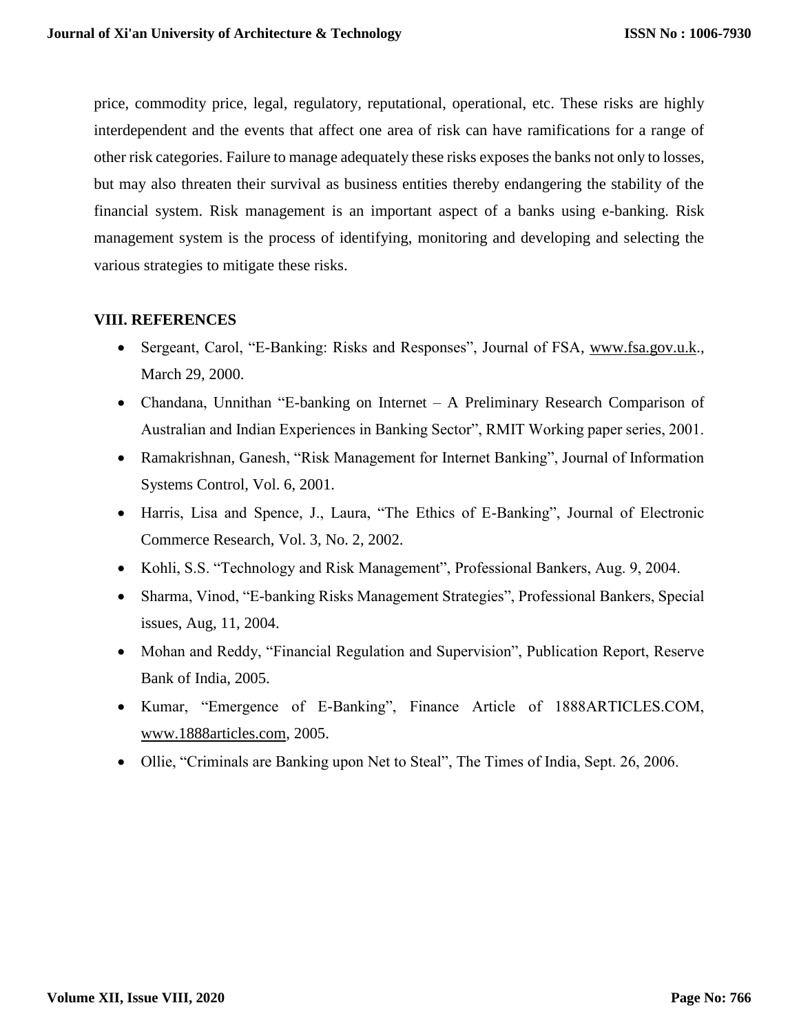price, commodity price, legal, regulatory, reputational, operational, etc. These risks are highly interdependent and the events that affect one area of risk can have ramifications for a range of other risk categories. Failure to manage adequately these risks exposes the banks not only to losses, but may also threaten their survival as business entities thereby endangering the stability of the financial system. Risk management is an important aspect of a banks using e-banking. Risk management system is the process of identifying, monitoring and developing and selecting the various strategies to mitigate these risks.

## VIII. REFERENCES

- Sergeant, Carol, "E-Banking: Risks and Responses", Journal of FSA, www.fsa.gov.u.k., March 29, 2000.
- Chandana, Unnithan "E-banking on Internet – A Preliminary Research Comparison of Australian and Indian Experiences in Banking Sector", RMIT Working paper series, 2001.
- Ramakrishnan, Ganesh, "Risk Management for Internet Banking", Journal of Information Systems Control, Vol. 6, 2001.
- Harris, Lisa and Spence, J., Laura, "The Ethics of E-Banking", Journal of Electronic Commerce Research, Vol. 3, No. 2, 2002.
- Kohli, S.S. "Technology and Risk Management", Professional Bankers, Aug. 9, 2004.
- Sharma, Vinod, "E-banking Risks Management Strategies", Professional Bankers, Special issues, Aug, 11, 2004.
- Mohan and Reddy, "Financial Regulation and Supervision", Publication Report, Reserve Bank of India, 2005.
- Kumar, "Emergence of E-Banking", Finance Article of 1888ARTICLES.COM, www.1888articles.com, 2005.
- Ollie, "Criminals are Banking upon Net to Steal", The Times of India, Sept. 26, 2006.